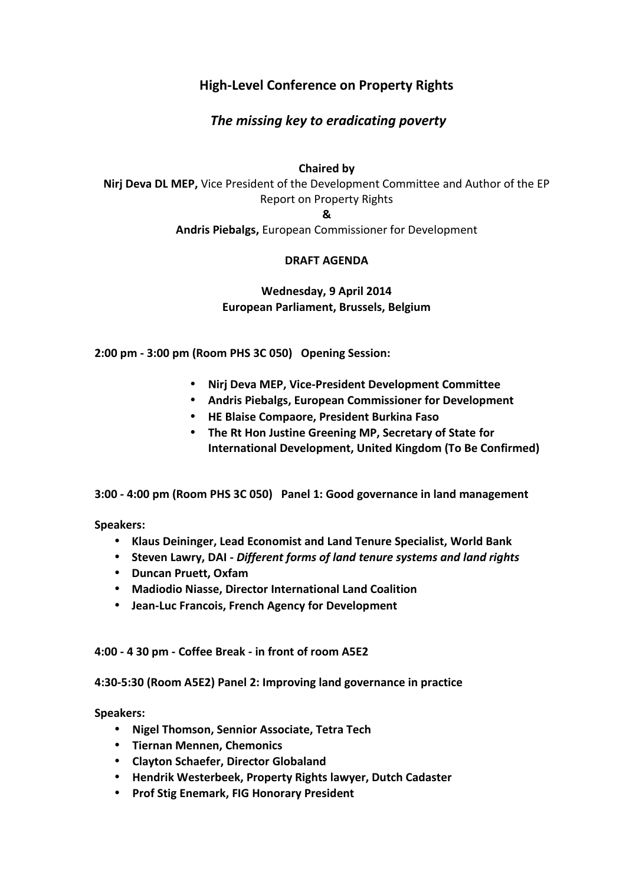# High-Level Conference on Property Rights

## *The missing key to eradicating poverty*

**Chaired by**

**Nirj Deva DL MEP,** Vice President of the Development Committee and Author of the EP Report on Property Rights

**&**

**Andris Piebalgs,** European Commissioner for Development

**DRAFT AGENDA**

**Wednesday, 9 April 2014**
**European Parliament, Brussels, Belgium**

**2:00 pm - 3:00 pm (Room PHS 3C 050) Opening Session:**

- **Nirj Deva MEP, Vice-President Development Committee**
- **Andris Piebalgs, European Commissioner for Development**
- **HE Blaise Compaore, President Burkina Faso**
- **The Rt Hon Justine Greening MP, Secretary of State for International Development, United Kingdom (To Be Confirmed)**

**3:00 - 4:00 pm (Room PHS 3C 050) Panel 1: Good governance in land management**

**Speakers:**

- **Klaus Deininger, Lead Economist and Land Tenure Specialist, World Bank**
- **Steven Lawry, DAI -** ***Different forms of land tenure systems and land rights***
- **Duncan Pruett, Oxfam**
- **Madiodio Niasse, Director International Land Coalition**
- **Jean-Luc Francois, French Agency for Development**

**4:00 - 4 30 pm - Coffee Break - in front of room A5E2**

**4:30-5:30 (Room A5E2) Panel 2: Improving land governance in practice**

**Speakers:**

- **Nigel Thomson, Sennior Associate, Tetra Tech**
- **Tiernan Mennen, Chemonics**
- **Clayton Schaefer, Director Globaland**
- **Hendrik Westerbeek, Property Rights lawyer, Dutch Cadaster**
- **Prof Stig Enemark, FIG Honorary President**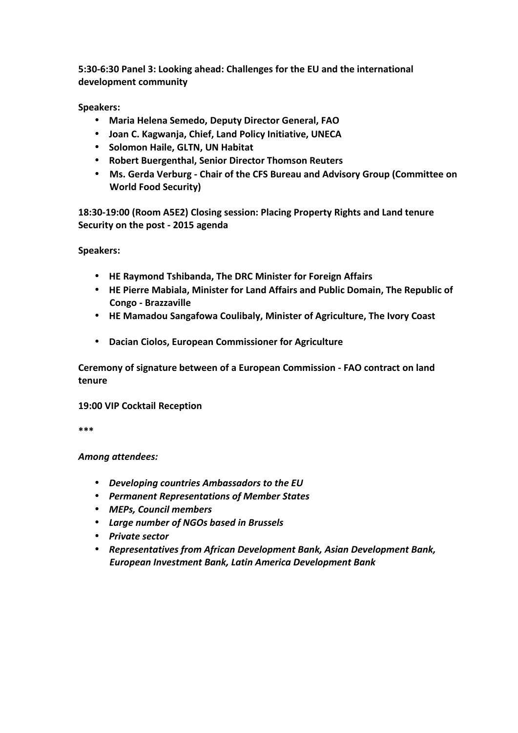**5:30-6:30 Panel 3: Looking ahead: Challenges for the EU and the international development community**

**Speakers:**

- **Maria Helena Semedo, Deputy Director General, FAO**
- **Joan C. Kagwanja, Chief, Land Policy Initiative, UNECA**
- **Solomon Haile, GLTN, UN Habitat**
- **Robert Buergenthal, Senior Director Thomson Reuters**
- **Ms. Gerda Verburg - Chair of the CFS Bureau and Advisory Group (Committee on World Food Security)**

**18:30-19:00 (Room A5E2) Closing session: Placing Property Rights and Land tenure Security on the post - 2015 agenda**

**Speakers:**

- **HE Raymond Tshibanda, The DRC Minister for Foreign Affairs**
- **HE Pierre Mabiala, Minister for Land Affairs and Public Domain, The Republic of Congo - Brazzaville**
- **HE Mamadou Sangafowa Coulibaly, Minister of Agriculture, The Ivory Coast**
- **Dacian Ciolos, European Commissioner for Agriculture**

**Ceremony of signature between of a European Commission - FAO contract on land tenure**

**19:00 VIP Cocktail Reception**

***

***Among attendees:***

- ***Developing countries Ambassadors to the EU***
- ***Permanent Representations of Member States***
- ***MEPs, Council members***
- ***Large number of NGOs based in Brussels***
- ***Private sector***
- ***Representatives from African Development Bank, Asian Development Bank, European Investment Bank, Latin America Development Bank***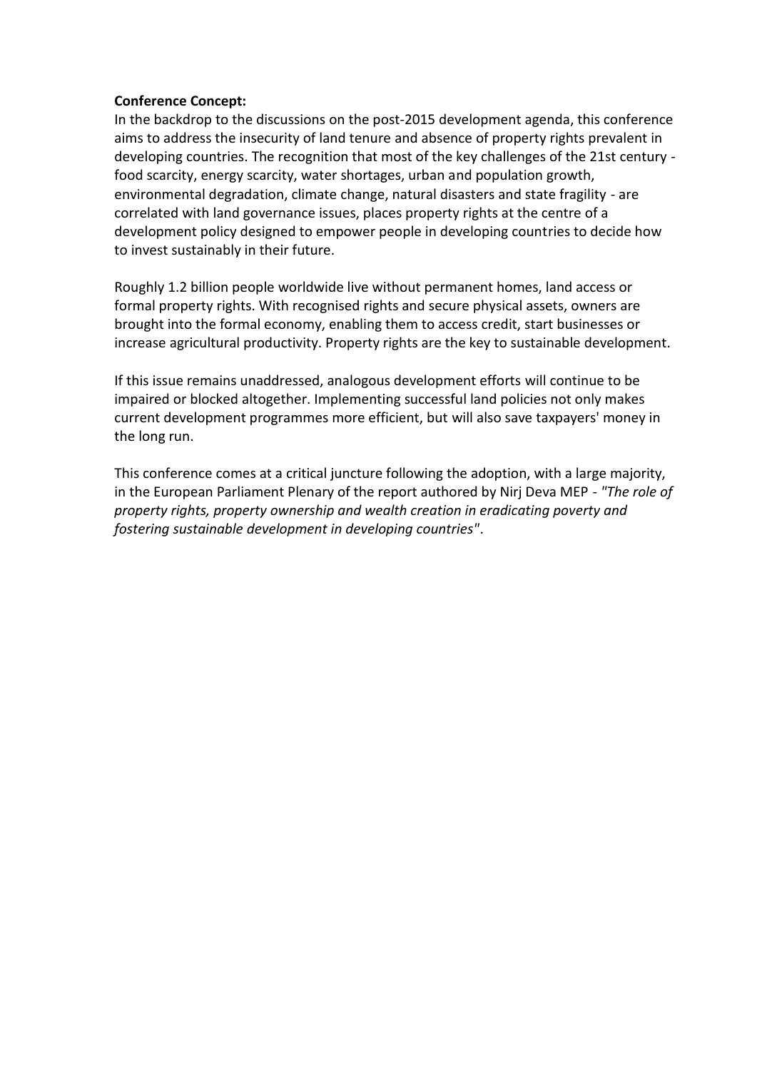**Conference Concept:**

In the backdrop to the discussions on the post-2015 development agenda, this conference aims to address the insecurity of land tenure and absence of property rights prevalent in developing countries. The recognition that most of the key challenges of the 21st century - food scarcity, energy scarcity, water shortages, urban and population growth, environmental degradation, climate change, natural disasters and state fragility - are correlated with land governance issues, places property rights at the centre of a development policy designed to empower people in developing countries to decide how to invest sustainably in their future.

Roughly 1.2 billion people worldwide live without permanent homes, land access or formal property rights. With recognised rights and secure physical assets, owners are brought into the formal economy, enabling them to access credit, start businesses or increase agricultural productivity. Property rights are the key to sustainable development.

If this issue remains unaddressed, analogous development efforts will continue to be impaired or blocked altogether. Implementing successful land policies not only makes current development programmes more efficient, but will also save taxpayers' money in the long run.

This conference comes at a critical juncture following the adoption, with a large majority, in the European Parliament Plenary of the report authored by Nirj Deva MEP - *"The role of property rights, property ownership and wealth creation in eradicating poverty and fostering sustainable development in developing countries"*.